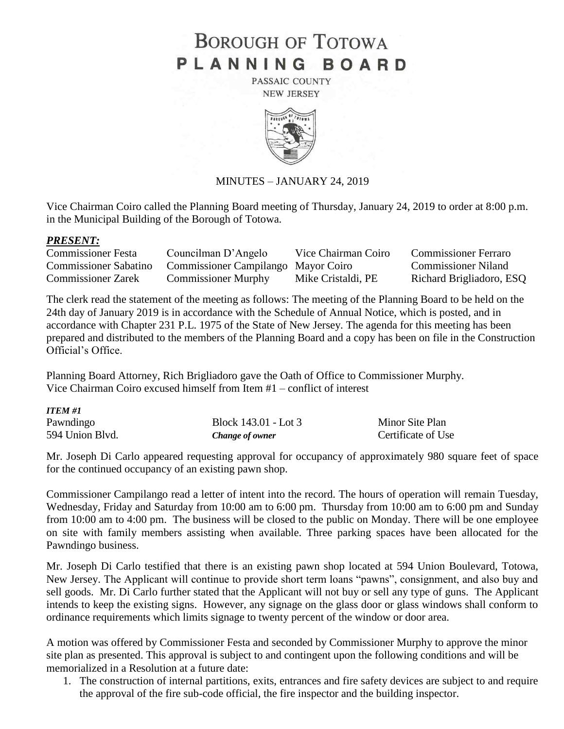# BOROUGH OF TOTOWA
# PLANNING BOARD

PASSAIC COUNTY
NEW JERSEY

MINUTES – JANUARY 24, 2019

Vice Chairman Coiro called the Planning Board meeting of Thursday, January 24, 2019 to order at 8:00 p.m. in the Municipal Building of the Borough of Totowa.

***PRESENT:***

| | | | |
|---|---|---|---|
| Commissioner Festa | Councilman D'Angelo | Vice Chairman Coiro | Commissioner Ferraro |
| Commissioner Sabatino | Commissioner Campilango | Mayor Coiro | Commissioner Niland |
| Commissioner Zarek | Commissioner Murphy | Mike Cristaldi, PE | Richard Brigliadoro, ESQ |

The clerk read the statement of the meeting as follows: The meeting of the Planning Board to be held on the 24th day of January 2019 is in accordance with the Schedule of Annual Notice, which is posted, and in accordance with Chapter 231 P.L. 1975 of the State of New Jersey. The agenda for this meeting has been prepared and distributed to the members of the Planning Board and a copy has been on file in the Construction Official's Office.

Planning Board Attorney, Rich Brigliadoro gave the Oath of Office to Commissioner Murphy.
Vice Chairman Coiro excused himself from Item #1 – conflict of interest

***ITEM #1***

| | | |
|---|---|---|
| Pawndingo | Block 143.01 - Lot 3 | Minor Site Plan |
| 594 Union Blvd. | ***Change of owner*** | Certificate of Use |

Mr. Joseph Di Carlo appeared requesting approval for occupancy of approximately 980 square feet of space for the continued occupancy of an existing pawn shop.

Commissioner Campilango read a letter of intent into the record. The hours of operation will remain Tuesday, Wednesday, Friday and Saturday from 10:00 am to 6:00 pm. Thursday from 10:00 am to 6:00 pm and Sunday from 10:00 am to 4:00 pm. The business will be closed to the public on Monday. There will be one employee on site with family members assisting when available. Three parking spaces have been allocated for the Pawndingo business.

Mr. Joseph Di Carlo testified that there is an existing pawn shop located at 594 Union Boulevard, Totowa, New Jersey. The Applicant will continue to provide short term loans "pawns", consignment, and also buy and sell goods. Mr. Di Carlo further stated that the Applicant will not buy or sell any type of guns. The Applicant intends to keep the existing signs. However, any signage on the glass door or glass windows shall conform to ordinance requirements which limits signage to twenty percent of the window or door area.

A motion was offered by Commissioner Festa and seconded by Commissioner Murphy to approve the minor site plan as presented. This approval is subject to and contingent upon the following conditions and will be memorialized in a Resolution at a future date:

1. The construction of internal partitions, exits, entrances and fire safety devices are subject to and require the approval of the fire sub-code official, the fire inspector and the building inspector.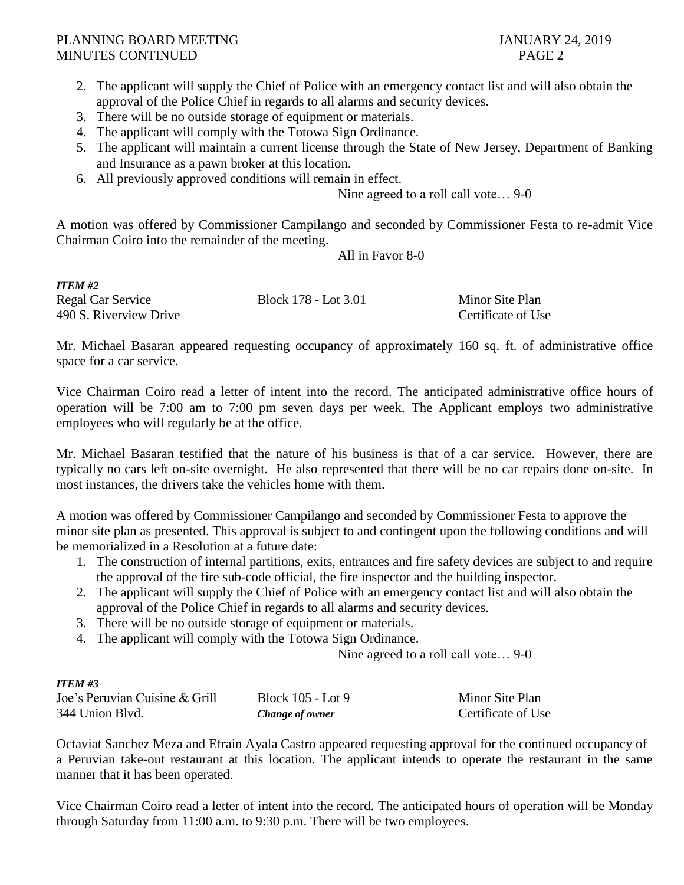2. The applicant will supply the Chief of Police with an emergency contact list and will also obtain the approval of the Police Chief in regards to all alarms and security devices.
3. There will be no outside storage of equipment or materials.
4. The applicant will comply with the Totowa Sign Ordinance.
5. The applicant will maintain a current license through the State of New Jersey, Department of Banking and Insurance as a pawn broker at this location.
6. All previously approved conditions will remain in effect.

Nine agreed to a roll call vote… 9-0

A motion was offered by Commissioner Campilango and seconded by Commissioner Festa to re-admit Vice Chairman Coiro into the remainder of the meeting.

All in Favor 8-0

***ITEM #2***

| | | |
|---|---|---|
| Regal Car Service | Block 178 - Lot 3.01 | Minor Site Plan |
| 490 S. Riverview Drive | | Certificate of Use |

Mr. Michael Basaran appeared requesting occupancy of approximately 160 sq. ft. of administrative office space for a car service.

Vice Chairman Coiro read a letter of intent into the record. The anticipated administrative office hours of operation will be 7:00 am to 7:00 pm seven days per week. The Applicant employs two administrative employees who will regularly be at the office.

Mr. Michael Basaran testified that the nature of his business is that of a car service. However, there are typically no cars left on-site overnight. He also represented that there will be no car repairs done on-site. In most instances, the drivers take the vehicles home with them.

A motion was offered by Commissioner Campilango and seconded by Commissioner Festa to approve the minor site plan as presented. This approval is subject to and contingent upon the following conditions and will be memorialized in a Resolution at a future date:

1. The construction of internal partitions, exits, entrances and fire safety devices are subject to and require the approval of the fire sub-code official, the fire inspector and the building inspector.
2. The applicant will supply the Chief of Police with an emergency contact list and will also obtain the approval of the Police Chief in regards to all alarms and security devices.
3. There will be no outside storage of equipment or materials.
4. The applicant will comply with the Totowa Sign Ordinance.

Nine agreed to a roll call vote… 9-0

***ITEM #3***

| | | |
|---|---|---|
| Joe's Peruvian Cuisine & Grill | Block 105 - Lot 9 | Minor Site Plan |
| 344 Union Blvd. | ***Change of owner*** | Certificate of Use |

Octaviat Sanchez Meza and Efrain Ayala Castro appeared requesting approval for the continued occupancy of a Peruvian take-out restaurant at this location. The applicant intends to operate the restaurant in the same manner that it has been operated.

Vice Chairman Coiro read a letter of intent into the record. The anticipated hours of operation will be Monday through Saturday from 11:00 a.m. to 9:30 p.m. There will be two employees.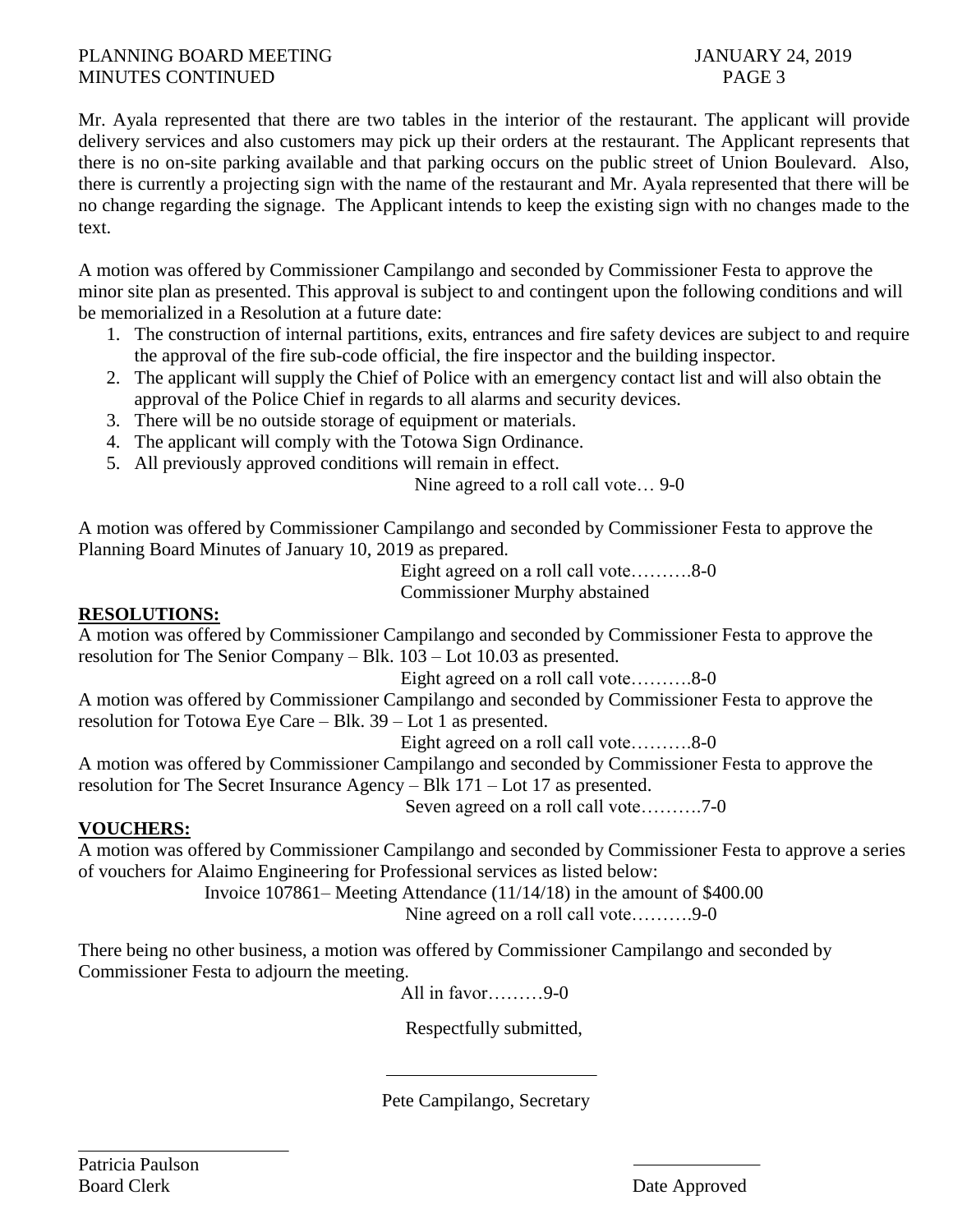Mr. Ayala represented that there are two tables in the interior of the restaurant. The applicant will provide delivery services and also customers may pick up their orders at the restaurant. The Applicant represents that there is no on-site parking available and that parking occurs on the public street of Union Boulevard. Also, there is currently a projecting sign with the name of the restaurant and Mr. Ayala represented that there will be no change regarding the signage. The Applicant intends to keep the existing sign with no changes made to the text.

A motion was offered by Commissioner Campilango and seconded by Commissioner Festa to approve the minor site plan as presented. This approval is subject to and contingent upon the following conditions and will be memorialized in a Resolution at a future date:

1. The construction of internal partitions, exits, entrances and fire safety devices are subject to and require the approval of the fire sub-code official, the fire inspector and the building inspector.
2. The applicant will supply the Chief of Police with an emergency contact list and will also obtain the approval of the Police Chief in regards to all alarms and security devices.
3. There will be no outside storage of equipment or materials.
4. The applicant will comply with the Totowa Sign Ordinance.
5. All previously approved conditions will remain in effect.

Nine agreed to a roll call vote… 9-0

A motion was offered by Commissioner Campilango and seconded by Commissioner Festa to approve the Planning Board Minutes of January 10, 2019 as prepared.

Eight agreed on a roll call vote……….8-0
Commissioner Murphy abstained

**RESOLUTIONS:**

A motion was offered by Commissioner Campilango and seconded by Commissioner Festa to approve the resolution for The Senior Company – Blk. 103 – Lot 10.03 as presented.

Eight agreed on a roll call vote……….8-0

A motion was offered by Commissioner Campilango and seconded by Commissioner Festa to approve the resolution for Totowa Eye Care – Blk. 39 – Lot 1 as presented.

Eight agreed on a roll call vote……….8-0

A motion was offered by Commissioner Campilango and seconded by Commissioner Festa to approve the resolution for The Secret Insurance Agency – Blk 171 – Lot 17 as presented.

Seven agreed on a roll call vote……….7-0

**VOUCHERS:**

A motion was offered by Commissioner Campilango and seconded by Commissioner Festa to approve a series of vouchers for Alaimo Engineering for Professional services as listed below:

Invoice 107861– Meeting Attendance (11/14/18) in the amount of $400.00

Nine agreed on a roll call vote……….9-0

There being no other business, a motion was offered by Commissioner Campilango and seconded by Commissioner Festa to adjourn the meeting.

All in favor………9-0

Respectfully submitted,

\_\_\_\_\_\_\_\_\_\_\_\_\_\_\_\_\_\_\_\_\_\_\_

Pete Campilango, Secretary

\_\_\_\_\_\_\_\_\_\_\_\_\_\_\_\_\_\_\_\_\_\_\_

Patricia Paulson
Board Clerk

\_\_\_\_\_\_\_\_\_\_\_\_\_\_

Date Approved